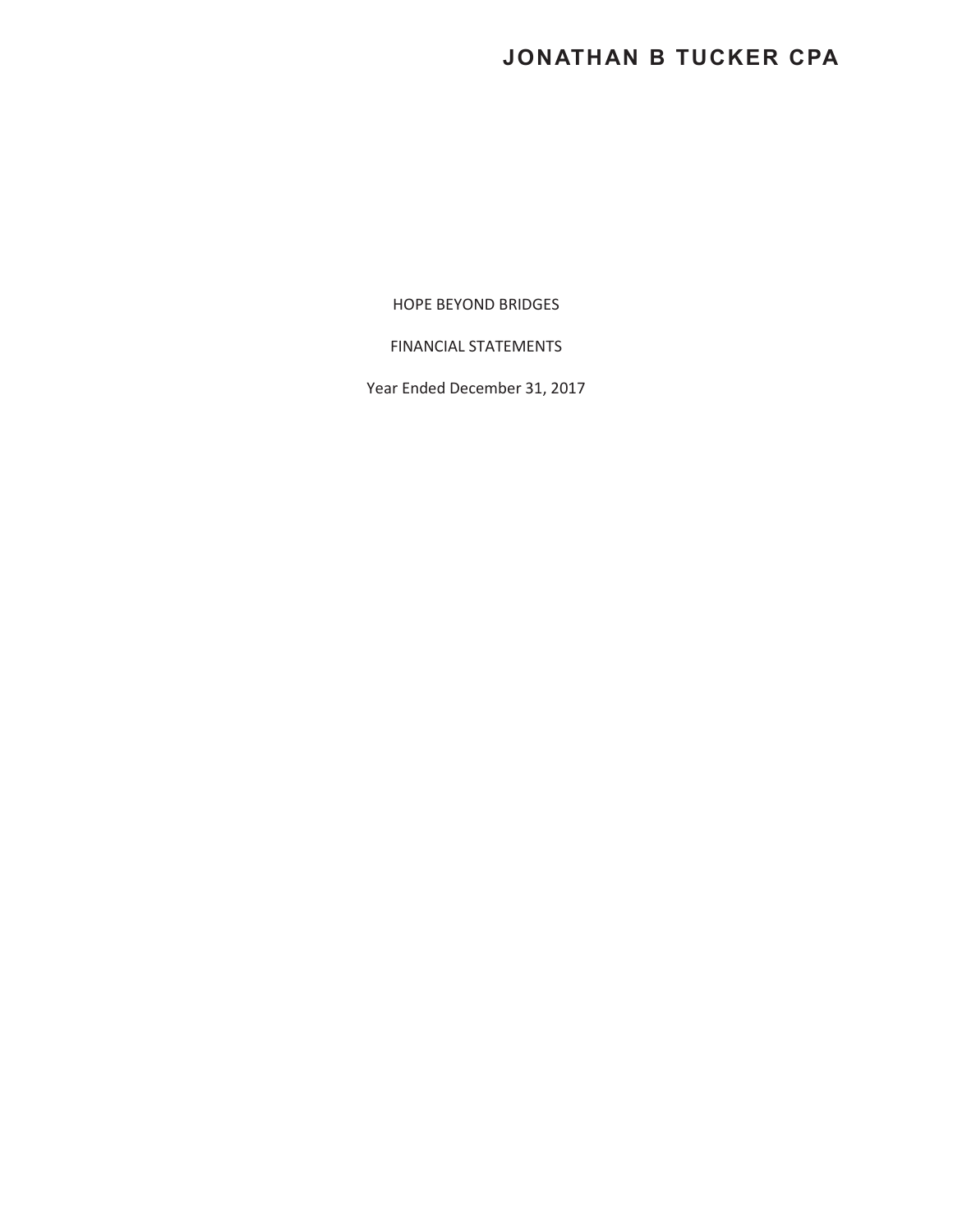**JONATHAN B TUCKER CPA**

HOPE BEYOND BRIDGES

FINANCIAL STATEMENTS

Year Ended December 31, 2017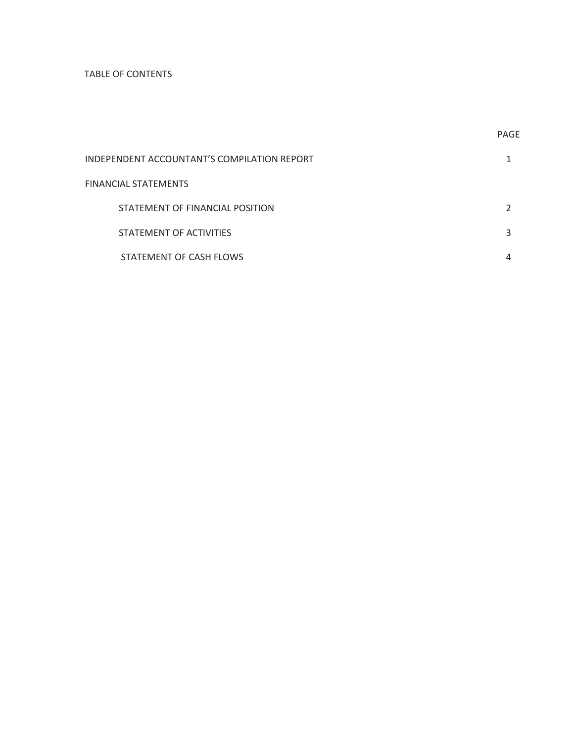# TABLE OF CONTENTS

| | PAGE |
|---|---|
| INDEPENDENT ACCOUNTANT'S COMPILATION REPORT | 1 |
| FINANCIAL STATEMENTS | |
| STATEMENT OF FINANCIAL POSITION | 2 |
| STATEMENT OF ACTIVITIES | 3 |
| STATEMENT OF CASH FLOWS | 4 |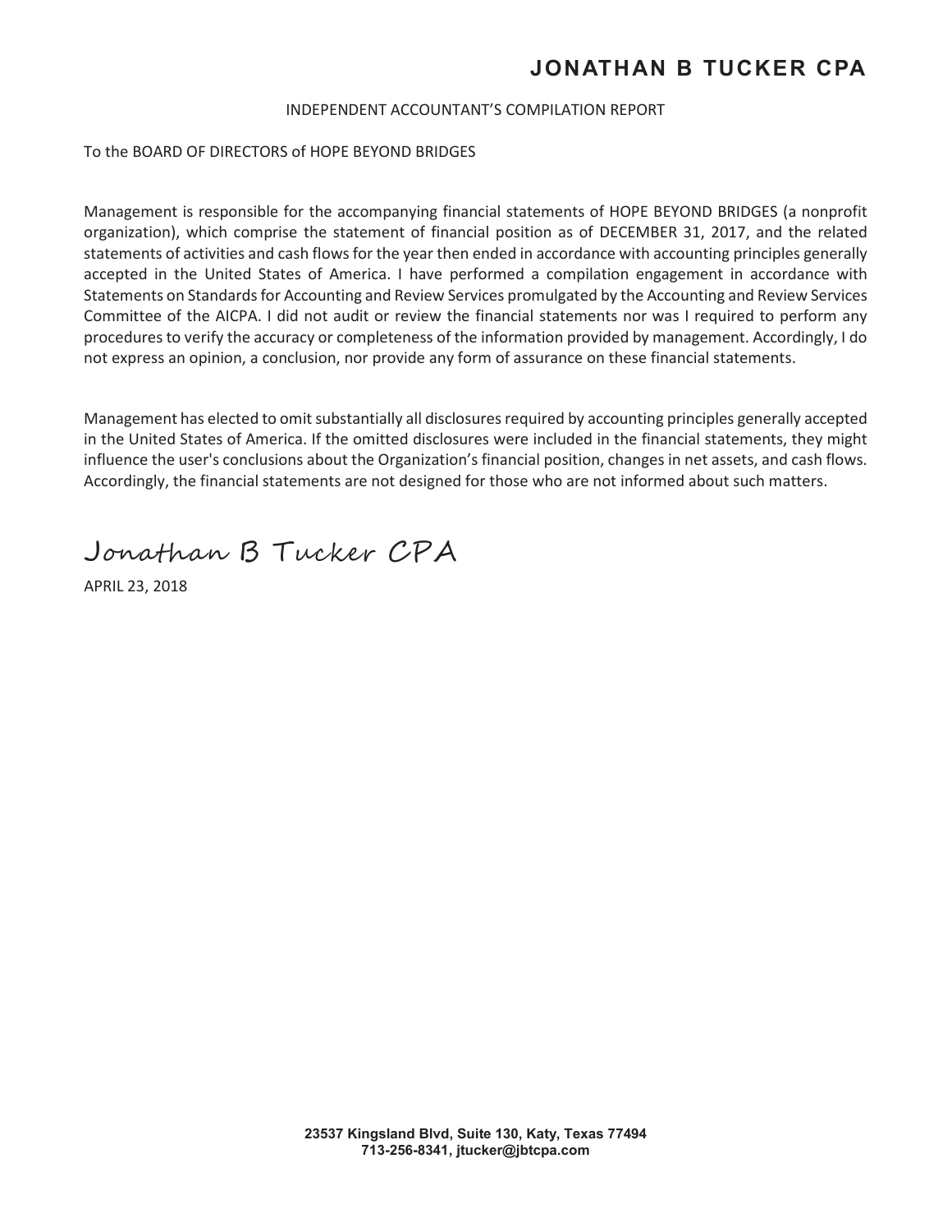# JONATHAN B TUCKER CPA

INDEPENDENT ACCOUNTANT'S COMPILATION REPORT

To the BOARD OF DIRECTORS of HOPE BEYOND BRIDGES

Management is responsible for the accompanying financial statements of HOPE BEYOND BRIDGES (a nonprofit organization), which comprise the statement of financial position as of DECEMBER 31, 2017, and the related statements of activities and cash flows for the year then ended in accordance with accounting principles generally accepted in the United States of America. I have performed a compilation engagement in accordance with Statements on Standards for Accounting and Review Services promulgated by the Accounting and Review Services Committee of the AICPA. I did not audit or review the financial statements nor was I required to perform any procedures to verify the accuracy or completeness of the information provided by management. Accordingly, I do not express an opinion, a conclusion, nor provide any form of assurance on these financial statements.

Management has elected to omit substantially all disclosures required by accounting principles generally accepted in the United States of America. If the omitted disclosures were included in the financial statements, they might influence the user's conclusions about the Organization's financial position, changes in net assets, and cash flows. Accordingly, the financial statements are not designed for those who are not informed about such matters.

Jonathan B Tucker CPA

APRIL 23, 2018

**23537 Kingsland Blvd, Suite 130, Katy, Texas 77494**
**713-256-8341, jtucker@jbtcpa.com**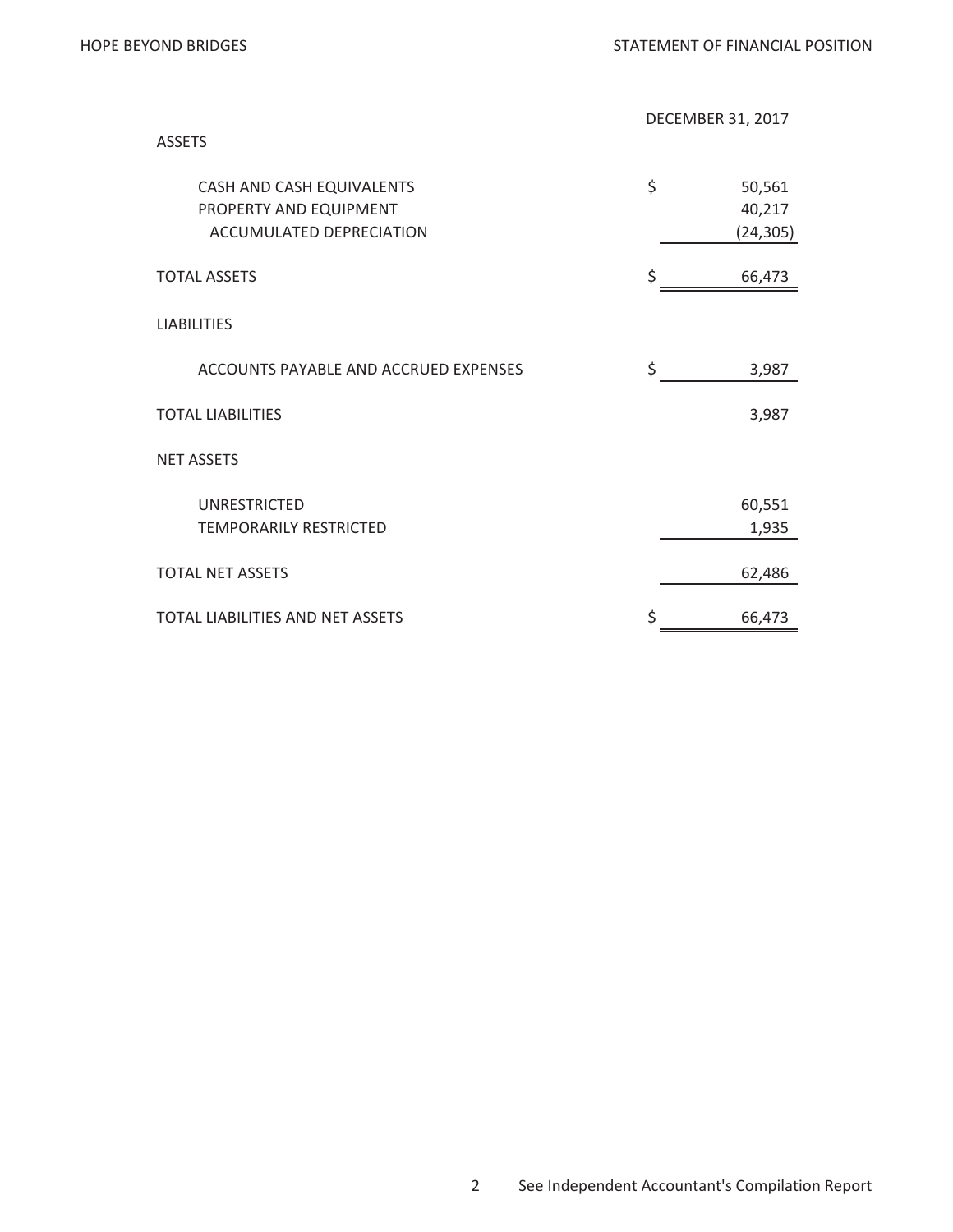# HOPE BEYOND BRIDGES

## STATEMENT OF FINANCIAL POSITION

| | DECEMBER 31, 2017 |
|---|---|
| **ASSETS** | |
| CASH AND CASH EQUIVALENTS | $ 50,561 |
| PROPERTY AND EQUIPMENT | 40,217 |
| ACCUMULATED DEPRECIATION | (24,305) |
| **TOTAL ASSETS** | $ 66,473 |
| **LIABILITIES** | |
| ACCOUNTS PAYABLE AND ACCRUED EXPENSES | $ 3,987 |
| **TOTAL LIABILITIES** | 3,987 |
| **NET ASSETS** | |
| UNRESTRICTED | 60,551 |
| TEMPORARILY RESTRICTED | 1,935 |
| **TOTAL NET ASSETS** | 62,486 |
| **TOTAL LIABILITIES AND NET ASSETS** | $ 66,473 |

See Independent Accountant's Compilation Report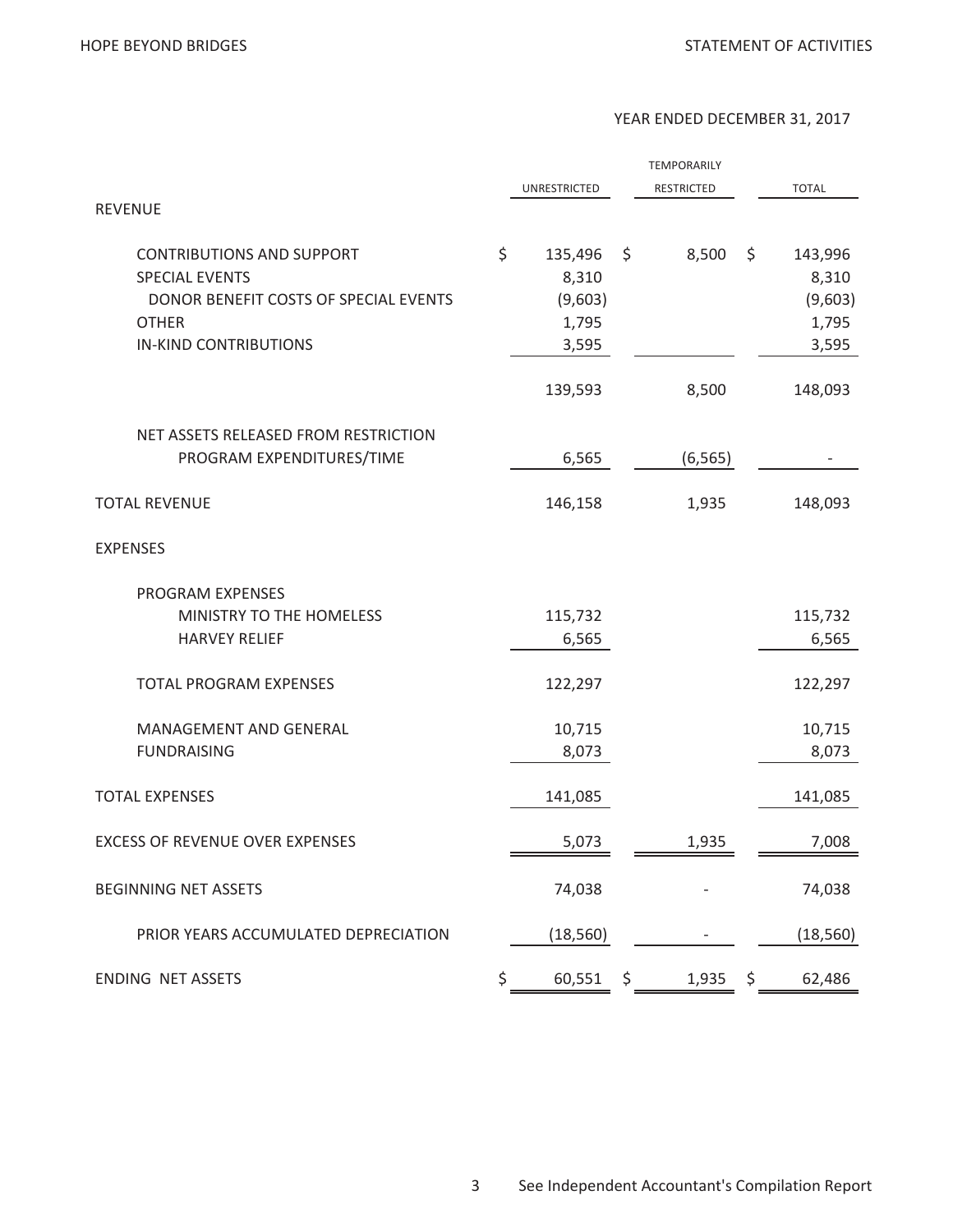HOPE BEYOND BRIDGES

STATEMENT OF ACTIVITIES

YEAR ENDED DECEMBER 31, 2017

| | UNRESTRICTED | TEMPORARILY RESTRICTED | TOTAL |
|---|---|---|---|
| REVENUE | | | |
| CONTRIBUTIONS AND SUPPORT | $ 135,496 | $ 8,500 | $ 143,996 |
| SPECIAL EVENTS | 8,310 | | 8,310 |
| DONOR BENEFIT COSTS OF SPECIAL EVENTS | (9,603) | | (9,603) |
| OTHER | 1,795 | | 1,795 |
| IN-KIND CONTRIBUTIONS | 3,595 | | 3,595 |
| | 139,593 | 8,500 | 148,093 |
| NET ASSETS RELEASED FROM RESTRICTION PROGRAM EXPENDITURES/TIME | 6,565 | (6,565) | - |
| TOTAL REVENUE | 146,158 | 1,935 | 148,093 |
| EXPENSES | | | |
| PROGRAM EXPENSES | | | |
| MINISTRY TO THE HOMELESS | 115,732 | | 115,732 |
| HARVEY RELIEF | 6,565 | | 6,565 |
| TOTAL PROGRAM EXPENSES | 122,297 | | 122,297 |
| MANAGEMENT AND GENERAL | 10,715 | | 10,715 |
| FUNDRAISING | 8,073 | | 8,073 |
| TOTAL EXPENSES | 141,085 | | 141,085 |
| EXCESS OF REVENUE OVER EXPENSES | 5,073 | 1,935 | 7,008 |
| BEGINNING NET ASSETS | 74,038 | - | 74,038 |
| PRIOR YEARS ACCUMULATED DEPRECIATION | (18,560) | - | (18,560) |
| ENDING NET ASSETS | $ 60,551 | $ 1,935 | $ 62,486 |

See Independent Accountant's Compilation Report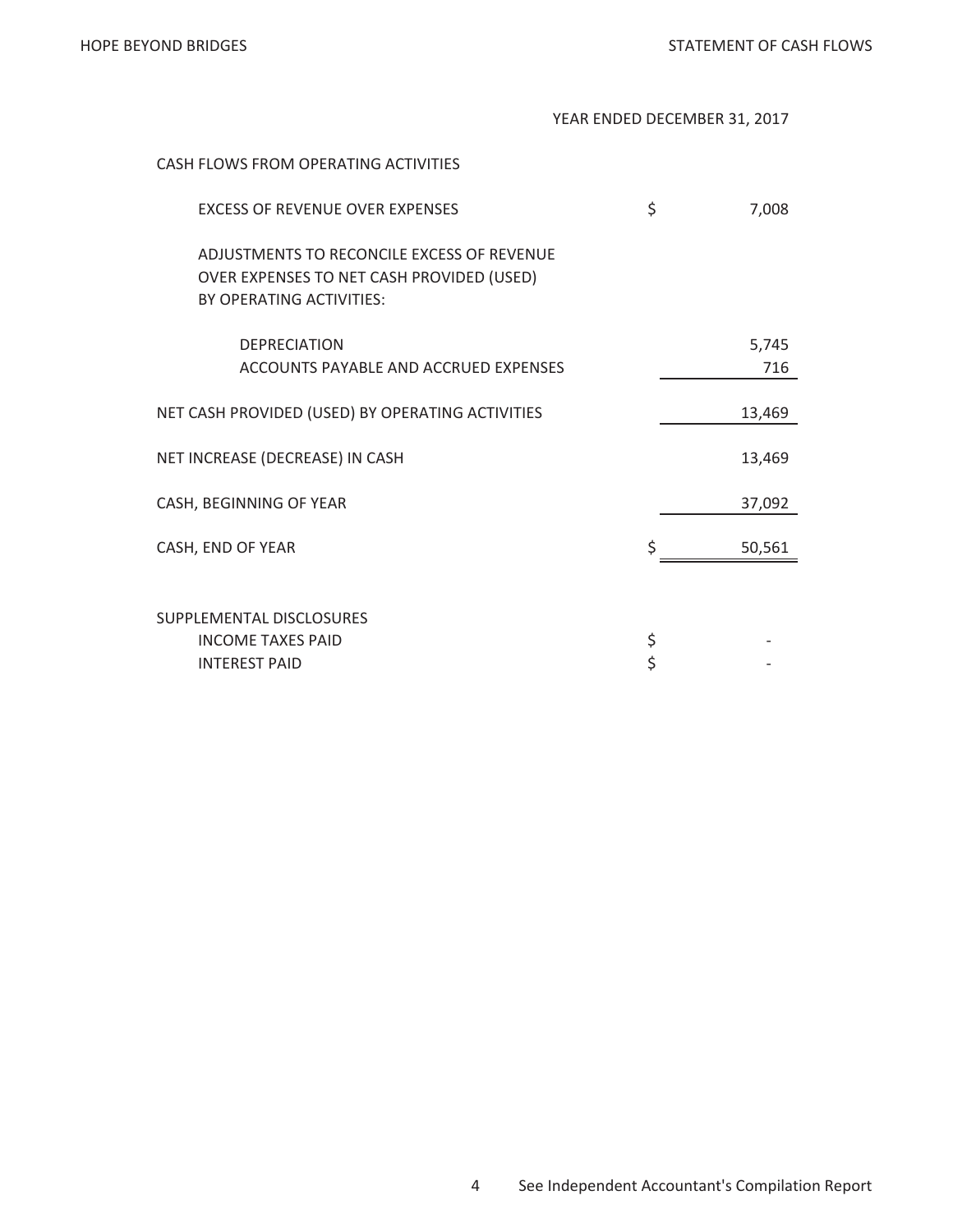| | | YEAR ENDED DECEMBER 31, 2017 |
|---|---|---|
| CASH FLOWS FROM OPERATING ACTIVITIES | | |
| EXCESS OF REVENUE OVER EXPENSES | $ | 7,008 |
| ADJUSTMENTS TO RECONCILE EXCESS OF REVENUE OVER EXPENSES TO NET CASH PROVIDED (USED) BY OPERATING ACTIVITIES: | | |
| DEPRECIATION | | 5,745 |
| ACCOUNTS PAYABLE AND ACCRUED EXPENSES | | 716 |
| NET CASH PROVIDED (USED) BY OPERATING ACTIVITIES | | 13,469 |
| NET INCREASE (DECREASE) IN CASH | | 13,469 |
| CASH, BEGINNING OF YEAR | | 37,092 |
| CASH, END OF YEAR | $ | 50,561 |
| SUPPLEMENTAL DISCLOSURES | | |
| INCOME TAXES PAID | $ | - |
| INTEREST PAID | $ | - |

See Independent Accountant's Compilation Report